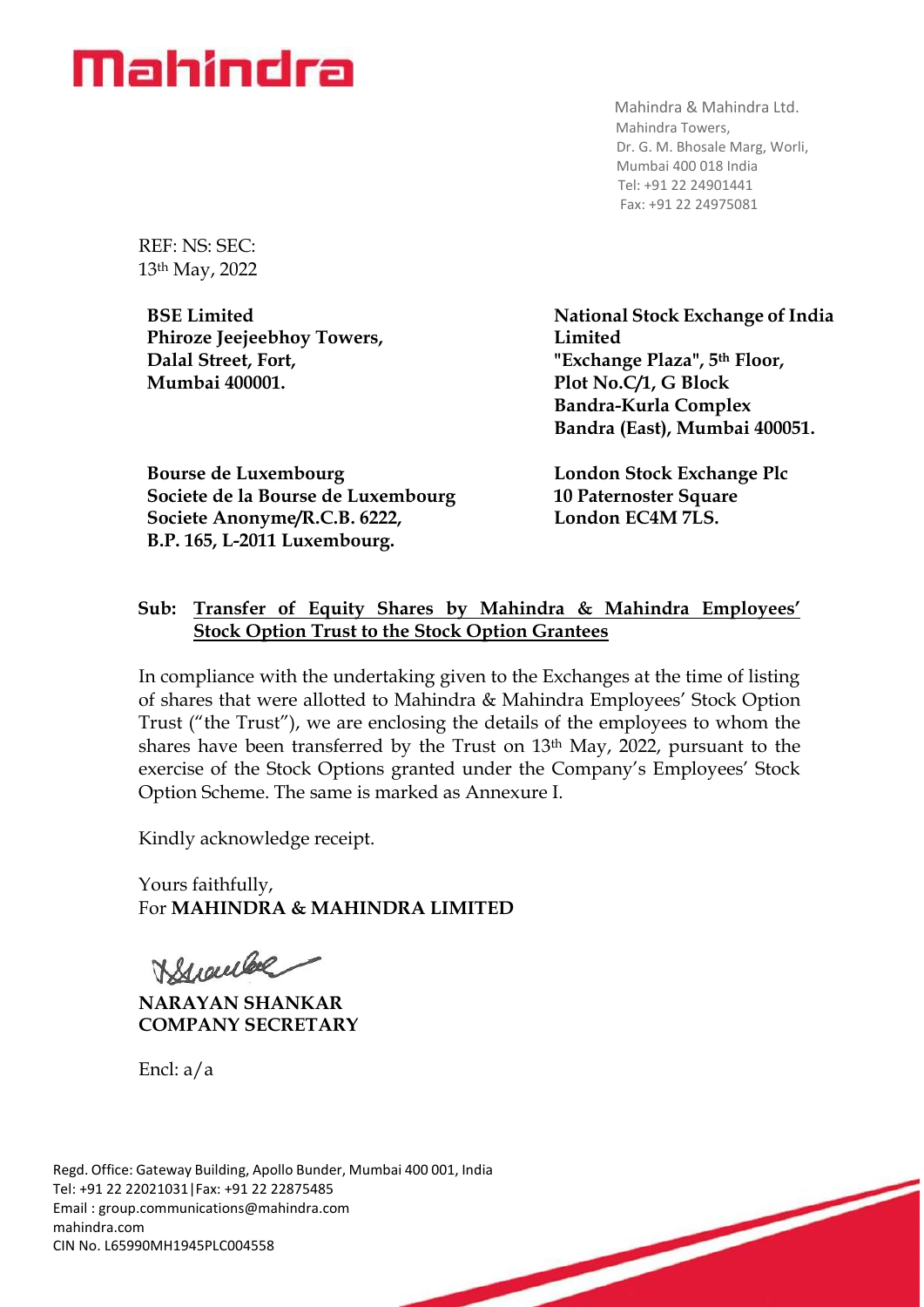# Mahindra

Mahindra & Mahindra Ltd.
Mahindra Towers,
Dr. G. M. Bhosale Marg, Worli,
Mumbai 400 018 India
Tel: +91 22 24901441
Fax: +91 22 24975081

REF: NS: SEC:
13th May, 2022

**BSE Limited**
**Phiroze Jeejeebhoy Towers,**
**Dalal Street, Fort,**
**Mumbai 400001.**

**National Stock Exchange of India Limited**
**"Exchange Plaza", 5th Floor,**
**Plot No.C/1, G Block**
**Bandra-Kurla Complex**
**Bandra (East), Mumbai 400051.**

**Bourse de Luxembourg**
**Societe de la Bourse de Luxembourg**
**Societe Anonyme/R.C.B. 6222,**
**B.P. 165, L-2011 Luxembourg.**

**London Stock Exchange Plc**
**10 Paternoster Square**
**London EC4M 7LS.**

**Sub: Transfer of Equity Shares by Mahindra & Mahindra Employees' Stock Option Trust to the Stock Option Grantees**

In compliance with the undertaking given to the Exchanges at the time of listing of shares that were allotted to Mahindra & Mahindra Employees' Stock Option Trust ("the Trust"), we are enclosing the details of the employees to whom the shares have been transferred by the Trust on 13th May, 2022, pursuant to the exercise of the Stock Options granted under the Company's Employees' Stock Option Scheme. The same is marked as Annexure I.

Kindly acknowledge receipt.

Yours faithfully,
For **MAHINDRA & MAHINDRA LIMITED**

**NARAYAN SHANKAR**
**COMPANY SECRETARY**

Encl: a/a

Regd. Office: Gateway Building, Apollo Bunder, Mumbai 400 001, India
Tel: +91 22 22021031|Fax: +91 22 22875485
Email : group.communications@mahindra.com
mahindra.com
CIN No. L65990MH1945PLC004558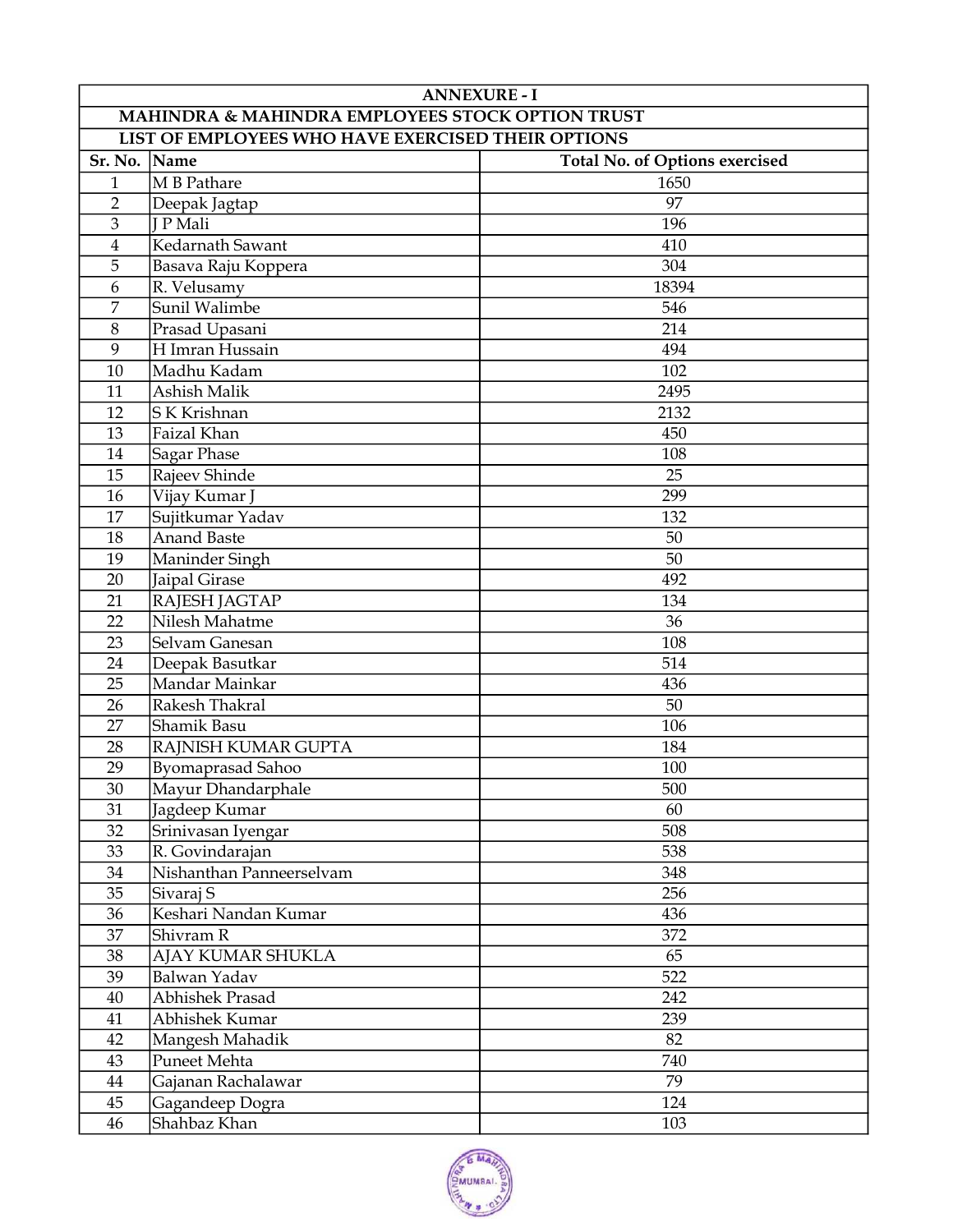| ANNEXURE - I | | |
|---|---|---|
| MAHINDRA & MAHINDRA EMPLOYEES STOCK OPTION TRUST | | |
| LIST OF EMPLOYEES WHO HAVE EXERCISED THEIR OPTIONS | | |
| **Sr. No.** | **Name** | **Total No. of Options exercised** |
| 1 | M B Pathare | 1650 |
| 2 | Deepak Jagtap | 97 |
| 3 | J P Mali | 196 |
| 4 | Kedarnath Sawant | 410 |
| 5 | Basava Raju Koppera | 304 |
| 6 | R. Velusamy | 18394 |
| 7 | Sunil Walimbe | 546 |
| 8 | Prasad Upasani | 214 |
| 9 | H Imran Hussain | 494 |
| 10 | Madhu Kadam | 102 |
| 11 | Ashish Malik | 2495 |
| 12 | S K Krishnan | 2132 |
| 13 | Faizal Khan | 450 |
| 14 | Sagar Phase | 108 |
| 15 | Rajeev Shinde | 25 |
| 16 | Vijay Kumar J | 299 |
| 17 | Sujitkumar Yadav | 132 |
| 18 | Anand Baste | 50 |
| 19 | Maninder Singh | 50 |
| 20 | Jaipal Girase | 492 |
| 21 | RAJESH JAGTAP | 134 |
| 22 | Nilesh Mahatme | 36 |
| 23 | Selvam Ganesan | 108 |
| 24 | Deepak Basutkar | 514 |
| 25 | Mandar Mainkar | 436 |
| 26 | Rakesh Thakral | 50 |
| 27 | Shamik Basu | 106 |
| 28 | RAJNISH KUMAR GUPTA | 184 |
| 29 | Byomaprasad Sahoo | 100 |
| 30 | Mayur Dhandarphale | 500 |
| 31 | Jagdeep Kumar | 60 |
| 32 | Srinivasan Iyengar | 508 |
| 33 | R. Govindarajan | 538 |
| 34 | Nishanthan Panneerselvam | 348 |
| 35 | Sivaraj S | 256 |
| 36 | Keshari Nandan Kumar | 436 |
| 37 | Shivram R | 372 |
| 38 | AJAY KUMAR SHUKLA | 65 |
| 39 | Balwan Yadav | 522 |
| 40 | Abhishek Prasad | 242 |
| 41 | Abhishek Kumar | 239 |
| 42 | Mangesh Mahadik | 82 |
| 43 | Puneet Mehta | 740 |
| 44 | Gajanan Rachalawar | 79 |
| 45 | Gagandeep Dogra | 124 |
| 46 | Shahbaz Khan | 103 |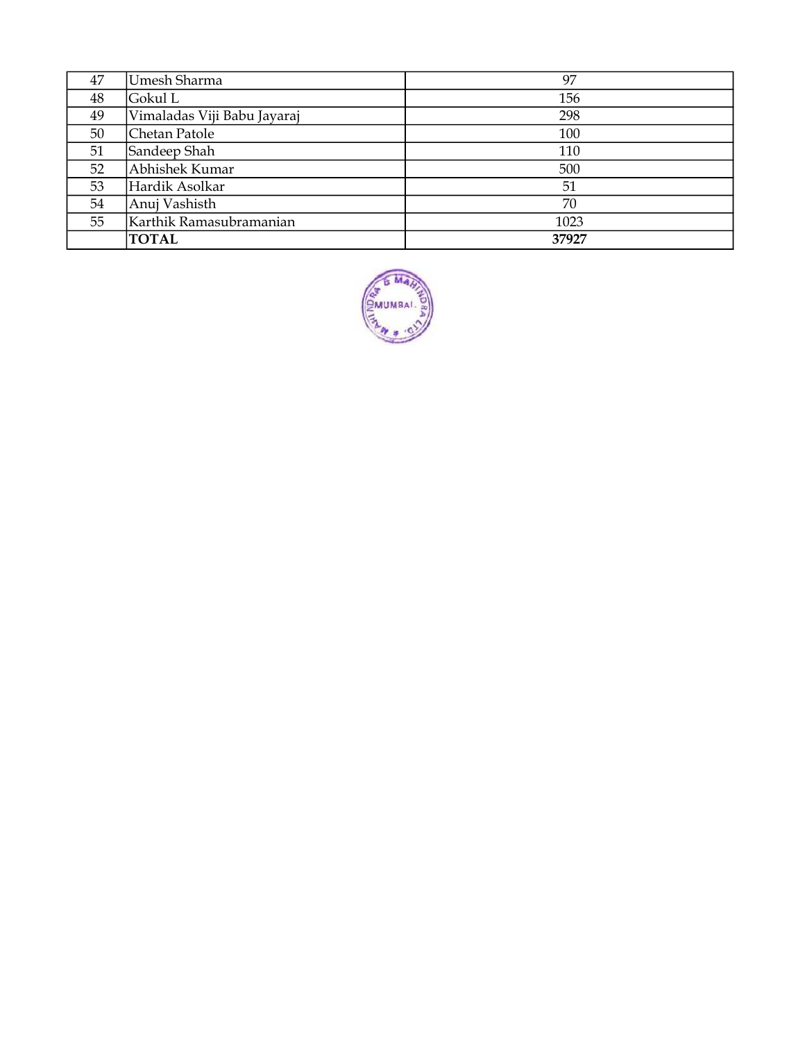| | | |
|---|---|---|
| 47 | Umesh Sharma | 97 |
| 48 | Gokul L | 156 |
| 49 | Vimaladas Viji Babu Jayaraj | 298 |
| 50 | Chetan Patole | 100 |
| 51 | Sandeep Shah | 110 |
| 52 | Abhishek Kumar | 500 |
| 53 | Hardik Asolkar | 51 |
| 54 | Anuj Vashisth | 70 |
| 55 | Karthik Ramasubramanian | 1023 |
| | **TOTAL** | **37927** |